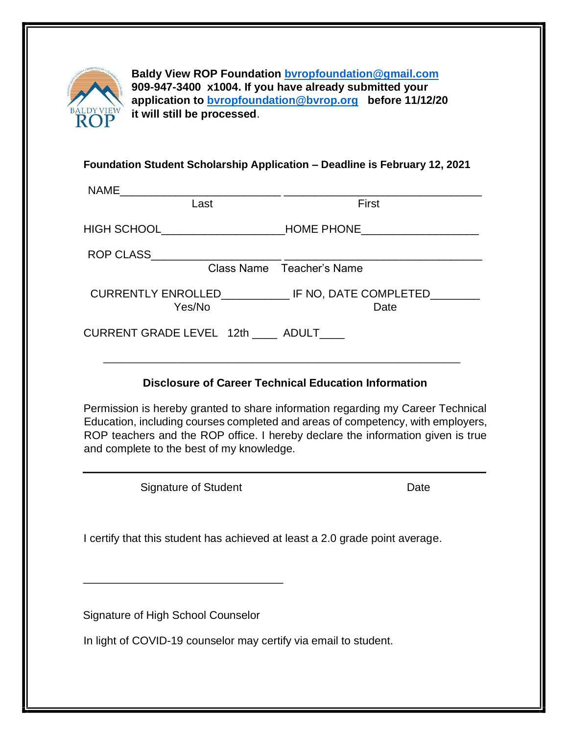**Baldy View ROP Foundation bvropfoundation@gmail.com 909-947-3400 x1004. If you have already submitted your application to bvropfoundation@bvrop.org before 11/12/20 it will still be processed**.

**Foundation Student Scholarship Application – Deadline is February 12, 2021**

NAME__________________________ _______________________________

Last First

HIGH SCHOOL____________________HOME PHONE__________________

ROP CLASS_____________________ _______________________________

Class Name Teacher's Name

CURRENTLY ENROLLED___________ IF NO, DATE COMPLETED________

Yes/No Date

CURRENT GRADE LEVEL 12th ____ ADULT____

---

**Disclosure of Career Technical Education Information**

Permission is hereby granted to share information regarding my Career Technical Education, including courses completed and areas of competency, with employers, ROP teachers and the ROP office. I hereby declare the information given is true and complete to the best of my knowledge.

_______________________________________________________________

Signature of Student Date

I certify that this student has achieved at least a 2.0 grade point average.

_________________________________

Signature of High School Counselor

In light of COVID-19 counselor may certify via email to student.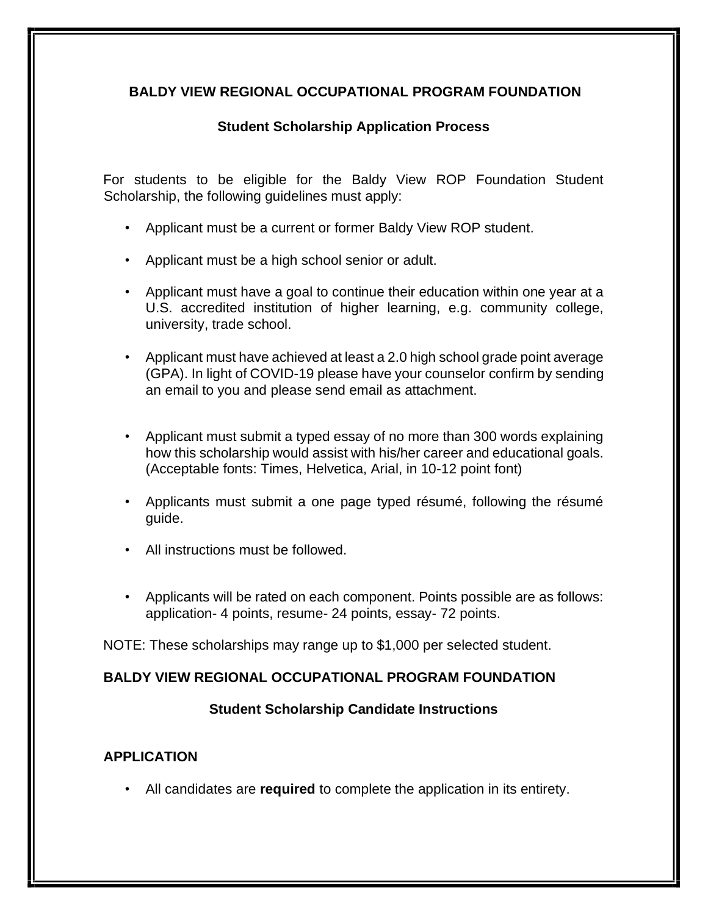**BALDY VIEW REGIONAL OCCUPATIONAL PROGRAM FOUNDATION**

**Student Scholarship Application Process**

For students to be eligible for the Baldy View ROP Foundation Student Scholarship, the following guidelines must apply:

- Applicant must be a current or former Baldy View ROP student.
- Applicant must be a high school senior or adult.
- Applicant must have a goal to continue their education within one year at a U.S. accredited institution of higher learning, e.g. community college, university, trade school.
- Applicant must have achieved at least a 2.0 high school grade point average (GPA). In light of COVID-19 please have your counselor confirm by sending an email to you and please send email as attachment.
- Applicant must submit a typed essay of no more than 300 words explaining how this scholarship would assist with his/her career and educational goals. (Acceptable fonts: Times, Helvetica, Arial, in 10-12 point font)
- Applicants must submit a one page typed résumé, following the résumé guide.
- All instructions must be followed.
- Applicants will be rated on each component. Points possible are as follows: application- 4 points, resume- 24 points, essay- 72 points.

NOTE: These scholarships may range up to $1,000 per selected student.

**BALDY VIEW REGIONAL OCCUPATIONAL PROGRAM FOUNDATION**

**Student Scholarship Candidate Instructions**

**APPLICATION**

- All candidates are **required** to complete the application in its entirety.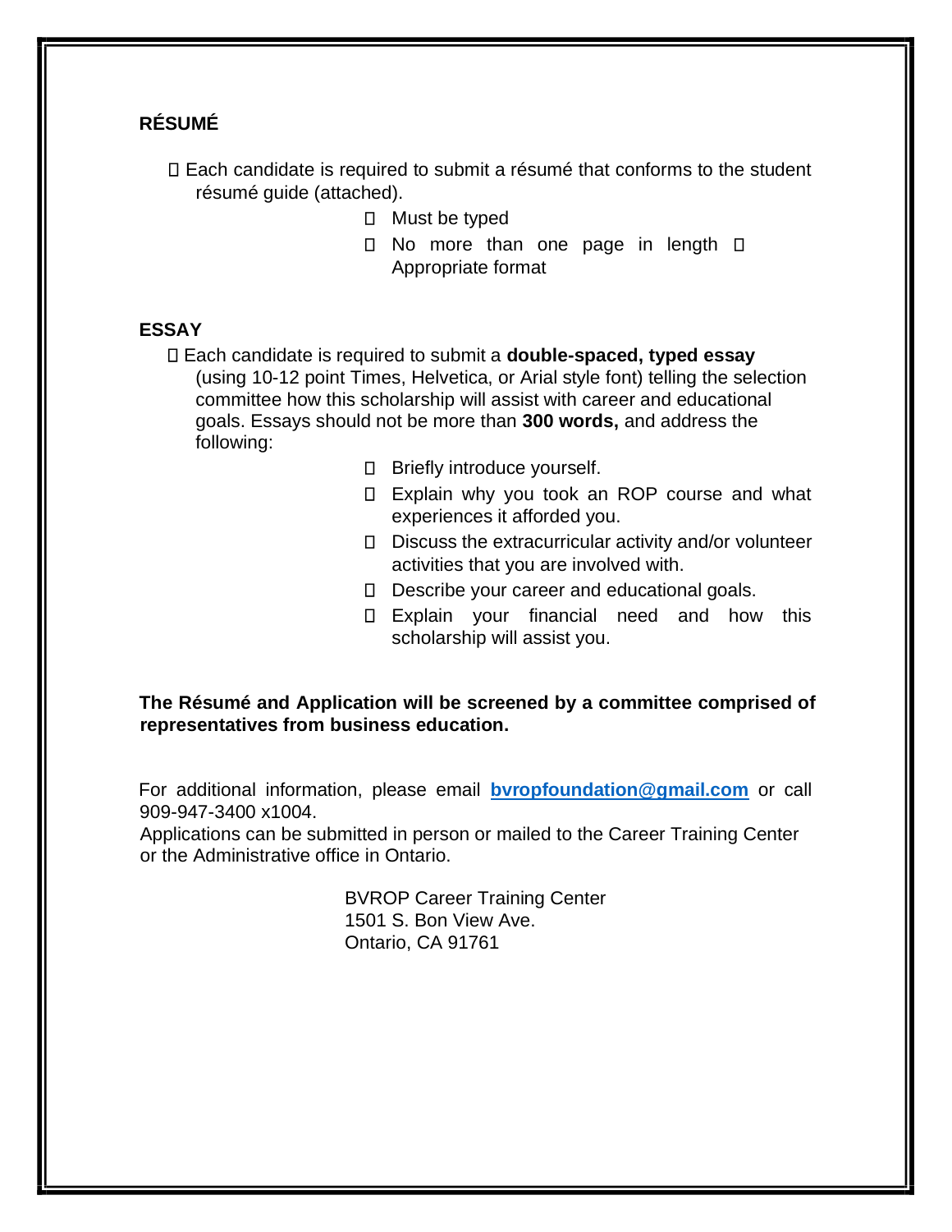## RÉSUMÉ

- Each candidate is required to submit a résumé that conforms to the student résumé guide (attached).
  - Must be typed
  - No more than one page in length
  - Appropriate format

## ESSAY

- Each candidate is required to submit a **double-spaced, typed essay** (using 10-12 point Times, Helvetica, or Arial style font) telling the selection committee how this scholarship will assist with career and educational goals. Essays should not be more than **300 words,** and address the following:
  - Briefly introduce yourself.
  - Explain why you took an ROP course and what experiences it afforded you.
  - Discuss the extracurricular activity and/or volunteer activities that you are involved with.
  - Describe your career and educational goals.
  - Explain your financial need and how this scholarship will assist you.

**The Résumé and Application will be screened by a committee comprised of representatives from business education.**

For additional information, please email **bvropfoundation@gmail.com** or call 909-947-3400 x1004.
Applications can be submitted in person or mailed to the Career Training Center or the Administrative office in Ontario.

BVROP Career Training Center
1501 S. Bon View Ave.
Ontario, CA 91761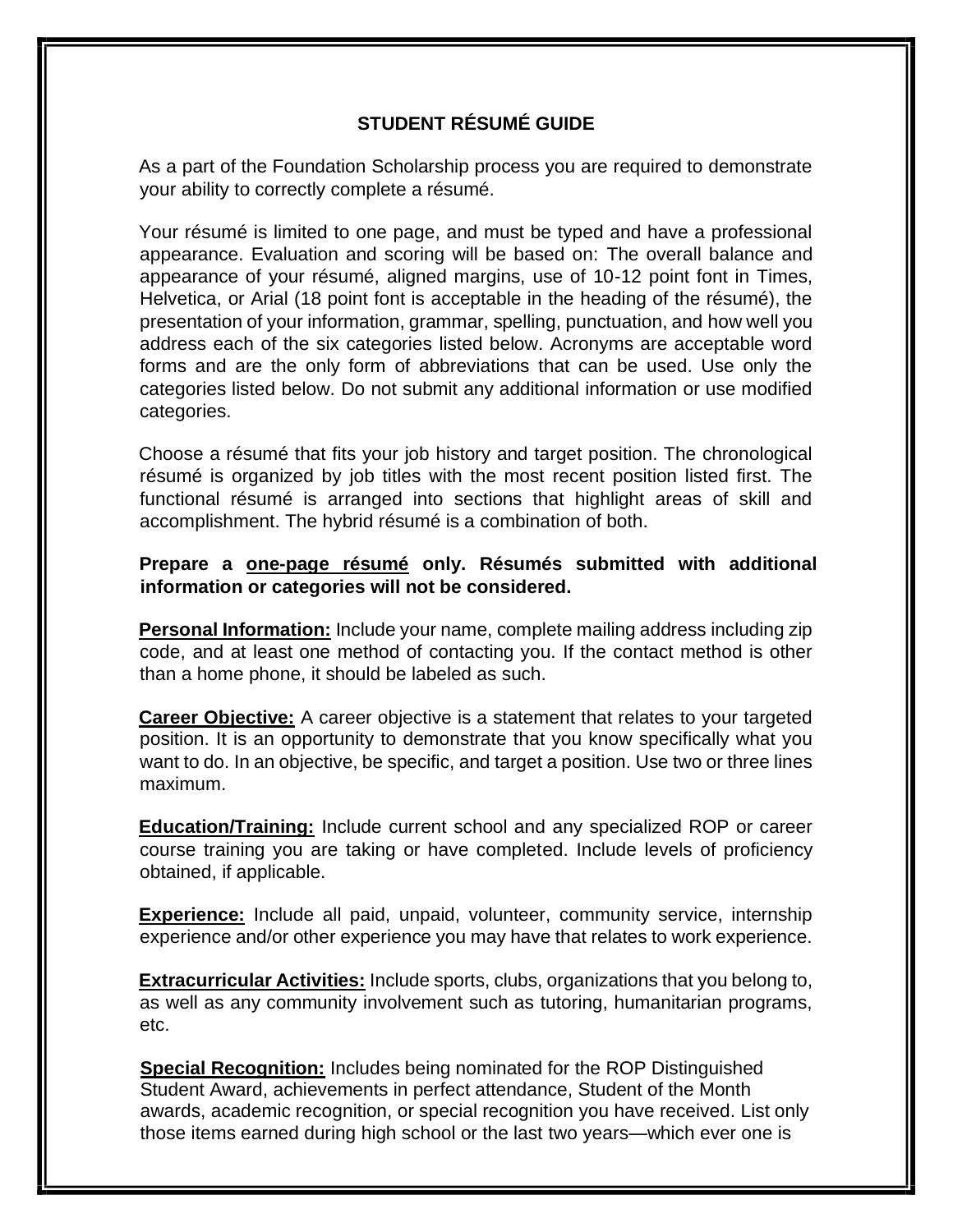# STUDENT RÉSUMÉ GUIDE

As a part of the Foundation Scholarship process you are required to demonstrate your ability to correctly complete a résumé.

Your résumé is limited to one page, and must be typed and have a professional appearance. Evaluation and scoring will be based on: The overall balance and appearance of your résumé, aligned margins, use of 10-12 point font in Times, Helvetica, or Arial (18 point font is acceptable in the heading of the résumé), the presentation of your information, grammar, spelling, punctuation, and how well you address each of the six categories listed below. Acronyms are acceptable word forms and are the only form of abbreviations that can be used. Use only the categories listed below. Do not submit any additional information or use modified categories.

Choose a résumé that fits your job history and target position. The chronological résumé is organized by job titles with the most recent position listed first. The functional résumé is arranged into sections that highlight areas of skill and accomplishment. The hybrid résumé is a combination of both.

**Prepare a <u>one-page résumé</u> only. Résumés submitted with additional information or categories will not be considered.**

**<u>Personal Information:</u>** Include your name, complete mailing address including zip code, and at least one method of contacting you. If the contact method is other than a home phone, it should be labeled as such.

**<u>Career Objective:</u>** A career objective is a statement that relates to your targeted position. It is an opportunity to demonstrate that you know specifically what you want to do. In an objective, be specific, and target a position. Use two or three lines maximum.

**<u>Education/Training:</u>** Include current school and any specialized ROP or career course training you are taking or have completed. Include levels of proficiency obtained, if applicable.

**<u>Experience:</u>** Include all paid, unpaid, volunteer, community service, internship experience and/or other experience you may have that relates to work experience.

**<u>Extracurricular Activities:</u>** Include sports, clubs, organizations that you belong to, as well as any community involvement such as tutoring, humanitarian programs, etc.

**<u>Special Recognition:</u>** Includes being nominated for the ROP Distinguished Student Award, achievements in perfect attendance, Student of the Month awards, academic recognition, or special recognition you have received. List only those items earned during high school or the last two years—which ever one is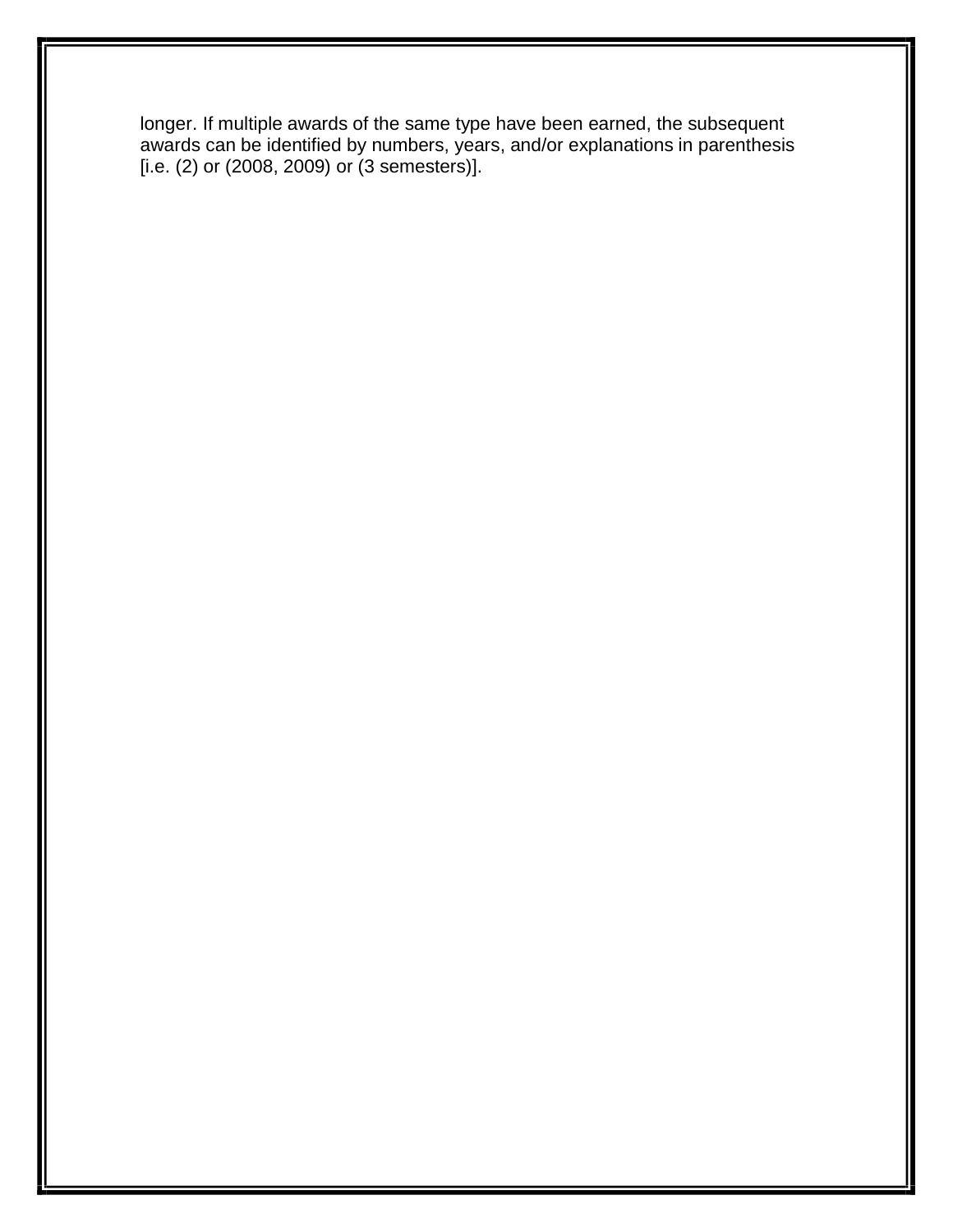longer. If multiple awards of the same type have been earned, the subsequent awards can be identified by numbers, years, and/or explanations in parenthesis [i.e. (2) or (2008, 2009) or (3 semesters)].